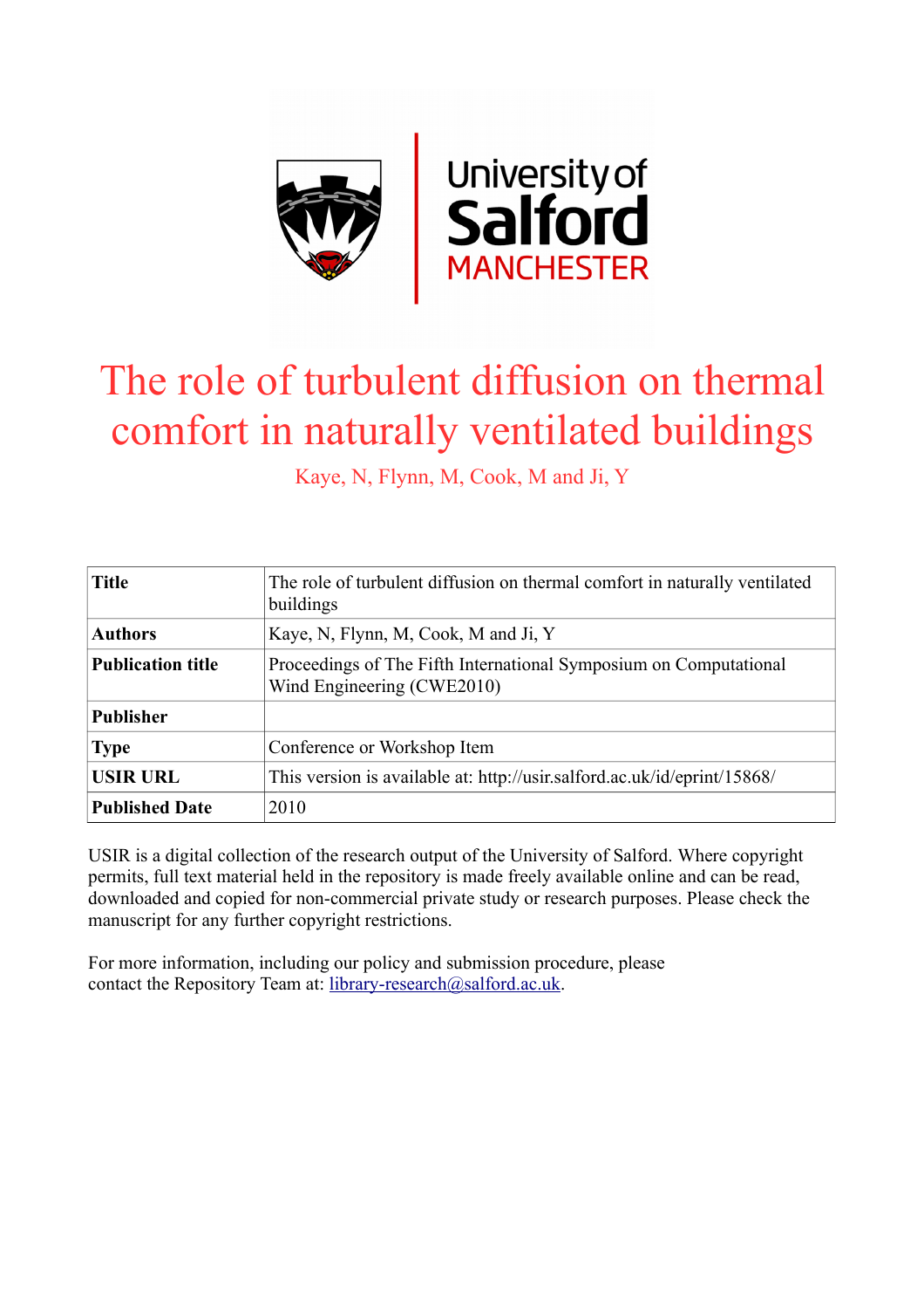# The role of turbulent diffusion on thermal comfort in naturally ventilated buildings

Kaye, N, Flynn, M, Cook, M and Ji, Y

| | |
|---|---|
| **Title** | The role of turbulent diffusion on thermal comfort in naturally ventilated buildings |
| **Authors** | Kaye, N, Flynn, M, Cook, M and Ji, Y |
| **Publication title** | Proceedings of The Fifth International Symposium on Computational Wind Engineering (CWE2010) |
| **Publisher** | |
| **Type** | Conference or Workshop Item |
| **USIR URL** | This version is available at: http://usir.salford.ac.uk/id/eprint/15868/ |
| **Published Date** | 2010 |

USIR is a digital collection of the research output of the University of Salford. Where copyright permits, full text material held in the repository is made freely available online and can be read, downloaded and copied for non-commercial private study or research purposes. Please check the manuscript for any further copyright restrictions.

For more information, including our policy and submission procedure, please contact the Repository Team at: library-research@salford.ac.uk.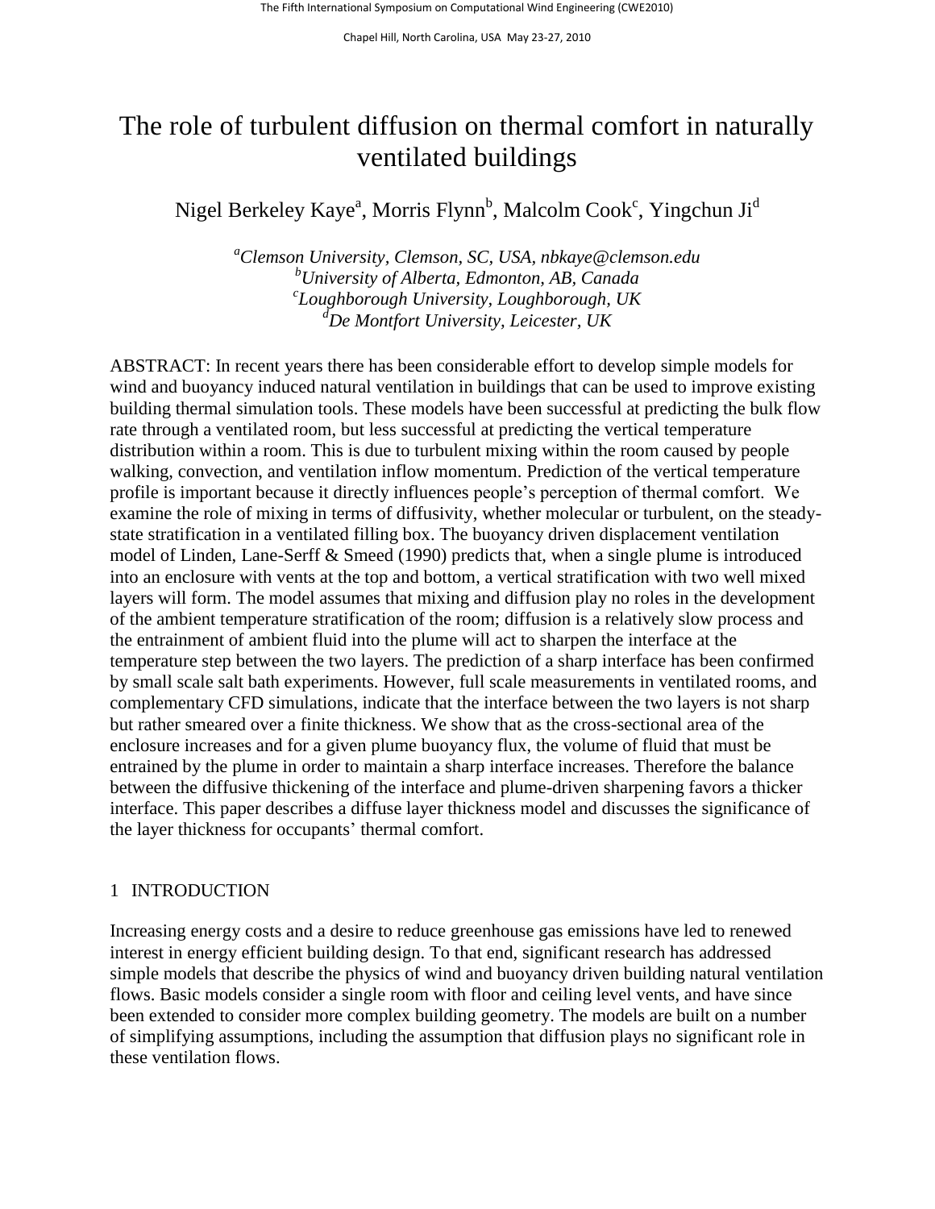# The role of turbulent diffusion on thermal comfort in naturally ventilated buildings

Nigel Berkeley Kaye[a], Morris Flynn[b], Malcolm Cook[c], Yingchun Ji[d]

*[a]Clemson University, Clemson, SC, USA, nbkaye@clemson.edu*
*[b]University of Alberta, Edmonton, AB, Canada*
*[c]Loughborough University, Loughborough, UK*
*[d]De Montfort University, Leicester, UK*

ABSTRACT: In recent years there has been considerable effort to develop simple models for wind and buoyancy induced natural ventilation in buildings that can be used to improve existing building thermal simulation tools. These models have been successful at predicting the bulk flow rate through a ventilated room, but less successful at predicting the vertical temperature distribution within a room. This is due to turbulent mixing within the room caused by people walking, convection, and ventilation inflow momentum. Prediction of the vertical temperature profile is important because it directly influences people's perception of thermal comfort. We examine the role of mixing in terms of diffusivity, whether molecular or turbulent, on the steady-state stratification in a ventilated filling box. The buoyancy driven displacement ventilation model of Linden, Lane-Serff & Smeed (1990) predicts that, when a single plume is introduced into an enclosure with vents at the top and bottom, a vertical stratification with two well mixed layers will form. The model assumes that mixing and diffusion play no roles in the development of the ambient temperature stratification of the room; diffusion is a relatively slow process and the entrainment of ambient fluid into the plume will act to sharpen the interface at the temperature step between the two layers. The prediction of a sharp interface has been confirmed by small scale salt bath experiments. However, full scale measurements in ventilated rooms, and complementary CFD simulations, indicate that the interface between the two layers is not sharp but rather smeared over a finite thickness. We show that as the cross-sectional area of the enclosure increases and for a given plume buoyancy flux, the volume of fluid that must be entrained by the plume in order to maintain a sharp interface increases. Therefore the balance between the diffusive thickening of the interface and plume-driven sharpening favors a thicker interface. This paper describes a diffuse layer thickness model and discusses the significance of the layer thickness for occupants' thermal comfort.

## 1 INTRODUCTION

Increasing energy costs and a desire to reduce greenhouse gas emissions have led to renewed interest in energy efficient building design. To that end, significant research has addressed simple models that describe the physics of wind and buoyancy driven building natural ventilation flows. Basic models consider a single room with floor and ceiling level vents, and have since been extended to consider more complex building geometry. The models are built on a number of simplifying assumptions, including the assumption that diffusion plays no significant role in these ventilation flows.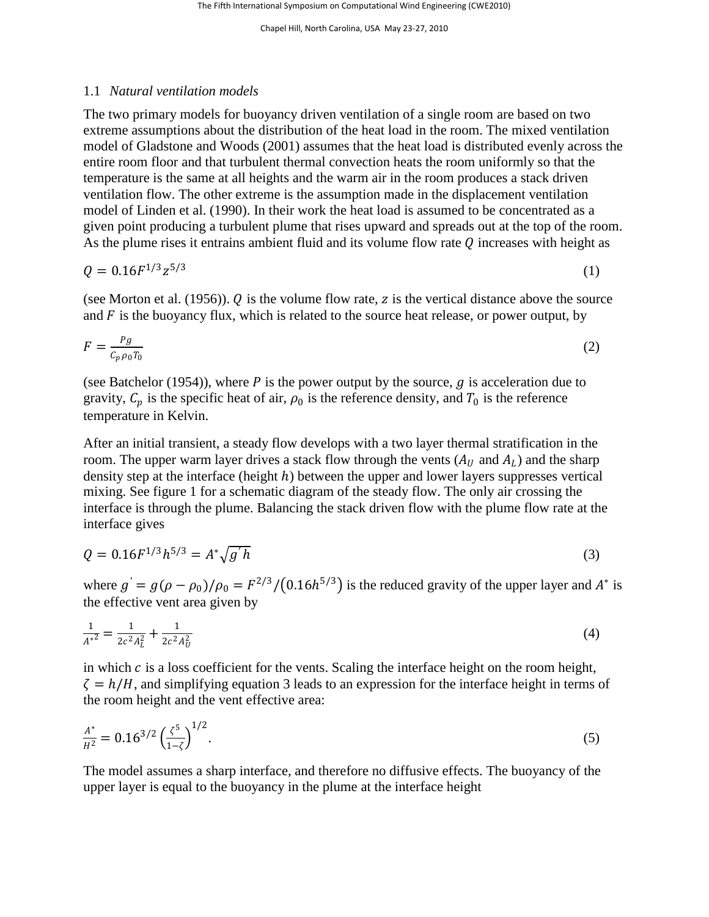### 1.1 *Natural ventilation models*

The two primary models for buoyancy driven ventilation of a single room are based on two extreme assumptions about the distribution of the heat load in the room. The mixed ventilation model of Gladstone and Woods (2001) assumes that the heat load is distributed evenly across the entire room floor and that turbulent thermal convection heats the room uniformly so that the temperature is the same at all heights and the warm air in the room produces a stack driven ventilation flow. The other extreme is the assumption made in the displacement ventilation model of Linden et al. (1990). In their work the heat load is assumed to be concentrated as a given point producing a turbulent plume that rises upward and spreads out at the top of the room. As the plume rises it entrains ambient fluid and its volume flow rate $Q$ increases with height as

$$Q = 0.16F^{1/3}z^{5/3} \tag{1}$$

(see Morton et al. (1956)). $Q$ is the volume flow rate, $z$ is the vertical distance above the source and $F$ is the buoyancy flux, which is related to the source heat release, or power output, by

$$F = \frac{Pg}{C_p \rho_0 T_0} \tag{2}$$

(see Batchelor (1954)), where $P$ is the power output by the source, $g$ is acceleration due to gravity, $C_p$ is the specific heat of air, $\rho_0$ is the reference density, and $T_0$ is the reference temperature in Kelvin.

After an initial transient, a steady flow develops with a two layer thermal stratification in the room. The upper warm layer drives a stack flow through the vents ($A_U$ and $A_L$) and the sharp density step at the interface (height $h$) between the upper and lower layers suppresses vertical mixing. See figure 1 for a schematic diagram of the steady flow. The only air crossing the interface is through the plume. Balancing the stack driven flow with the plume flow rate at the interface gives

$$Q = 0.16F^{1/3}h^{5/3} = A^*\sqrt{g'h} \tag{3}$$

where $g' = g(\rho - \rho_0)/\rho_0 = F^{2/3}/(0.16h^{5/3})$ is the reduced gravity of the upper layer and $A^*$ is the effective vent area given by

$$\frac{1}{A^{*2}} = \frac{1}{2c^2A_L^2} + \frac{1}{2c^2A_U^2} \tag{4}$$

in which $c$ is a loss coefficient for the vents. Scaling the interface height on the room height, $\zeta = h/H$, and simplifying equation 3 leads to an expression for the interface height in terms of the room height and the vent effective area:

$$\frac{A^*}{H^2} = 0.16^{3/2}\left(\frac{\zeta^5}{1-\zeta}\right)^{1/2}. \tag{5}$$

The model assumes a sharp interface, and therefore no diffusive effects. The buoyancy of the upper layer is equal to the buoyancy in the plume at the interface height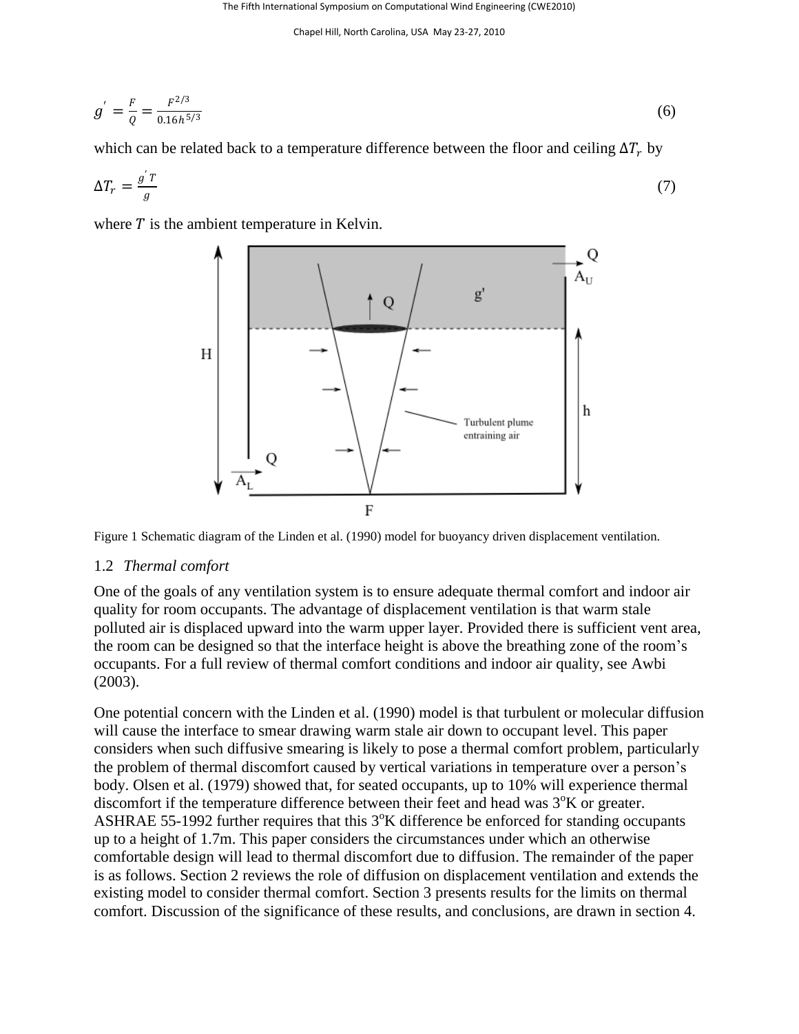$$g' = \frac{F}{Q} = \frac{F^{2/3}}{0.16h^{5/3}} \tag{6}$$

which can be related back to a temperature difference between the floor and ceiling $\Delta T_r$ by

$$\Delta T_r = \frac{g' T}{g} \tag{7}$$

where $T$ is the ambient temperature in Kelvin.

Figure 1 Schematic diagram of the Linden et al. (1990) model for buoyancy driven displacement ventilation.

## 1.2 *Thermal comfort*

One of the goals of any ventilation system is to ensure adequate thermal comfort and indoor air quality for room occupants. The advantage of displacement ventilation is that warm stale polluted air is displaced upward into the warm upper layer. Provided there is sufficient vent area, the room can be designed so that the interface height is above the breathing zone of the room's occupants. For a full review of thermal comfort conditions and indoor air quality, see Awbi (2003).

One potential concern with the Linden et al. (1990) model is that turbulent or molecular diffusion will cause the interface to smear drawing warm stale air down to occupant level. This paper considers when such diffusive smearing is likely to pose a thermal comfort problem, particularly the problem of thermal discomfort caused by vertical variations in temperature over a person's body. Olsen et al. (1979) showed that, for seated occupants, up to 10% will experience thermal discomfort if the temperature difference between their feet and head was $3^{o}$K or greater. ASHRAE 55-1992 further requires that this $3^{o}$K difference be enforced for standing occupants up to a height of 1.7m. This paper considers the circumstances under which an otherwise comfortable design will lead to thermal discomfort due to diffusion. The remainder of the paper is as follows. Section 2 reviews the role of diffusion on displacement ventilation and extends the existing model to consider thermal comfort. Section 3 presents results for the limits on thermal comfort. Discussion of the significance of these results, and conclusions, are drawn in section 4.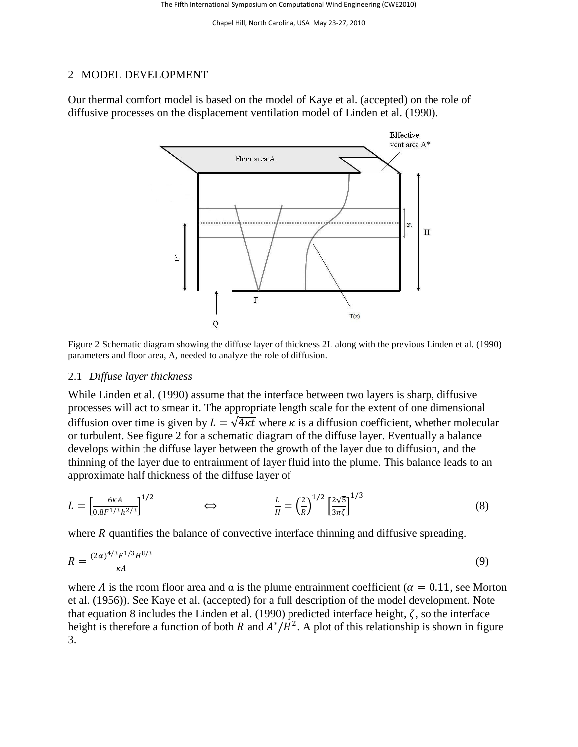## 2 MODEL DEVELOPMENT

Our thermal comfort model is based on the model of Kaye et al. (accepted) on the role of diffusive processes on the displacement ventilation model of Linden et al. (1990).

Figure 2 Schematic diagram showing the diffuse layer of thickness 2L along with the previous Linden et al. (1990) parameters and floor area, A, needed to analyze the role of diffusion.

### 2.1 *Diffuse layer thickness*

While Linden et al. (1990) assume that the interface between two layers is sharp, diffusive processes will act to smear it. The appropriate length scale for the extent of one dimensional diffusion over time is given by $L = \sqrt{4\kappa t}$ where $\kappa$ is a diffusion coefficient, whether molecular or turbulent. See figure 2 for a schematic diagram of the diffuse layer. Eventually a balance develops within the diffuse layer between the growth of the layer due to diffusion, and the thinning of the layer due to entrainment of layer fluid into the plume. This balance leads to an approximate half thickness of the diffuse layer of

$$L = \left[\frac{6\kappa A}{0.8F^{1/3}h^{2/3}}\right]^{1/2} \qquad \Leftrightarrow \qquad \frac{L}{H} = \left(\frac{2}{R}\right)^{1/2}\left[\frac{2\sqrt{5}}{3\pi\zeta}\right]^{1/3} \tag{8}$$

where $R$ quantifies the balance of convective interface thinning and diffusive spreading.

$$R = \frac{(2\alpha)^{4/3}F^{1/3}H^{8/3}}{\kappa A} \tag{9}$$

where $A$ is the room floor area and α is the plume entrainment coefficient ($\alpha = 0.11$, see Morton et al. (1956)). See Kaye et al. (accepted) for a full description of the model development. Note that equation 8 includes the Linden et al. (1990) predicted interface height, $\zeta$, so the interface height is therefore a function of both $R$ and $A^*/H^2$. A plot of this relationship is shown in figure 3.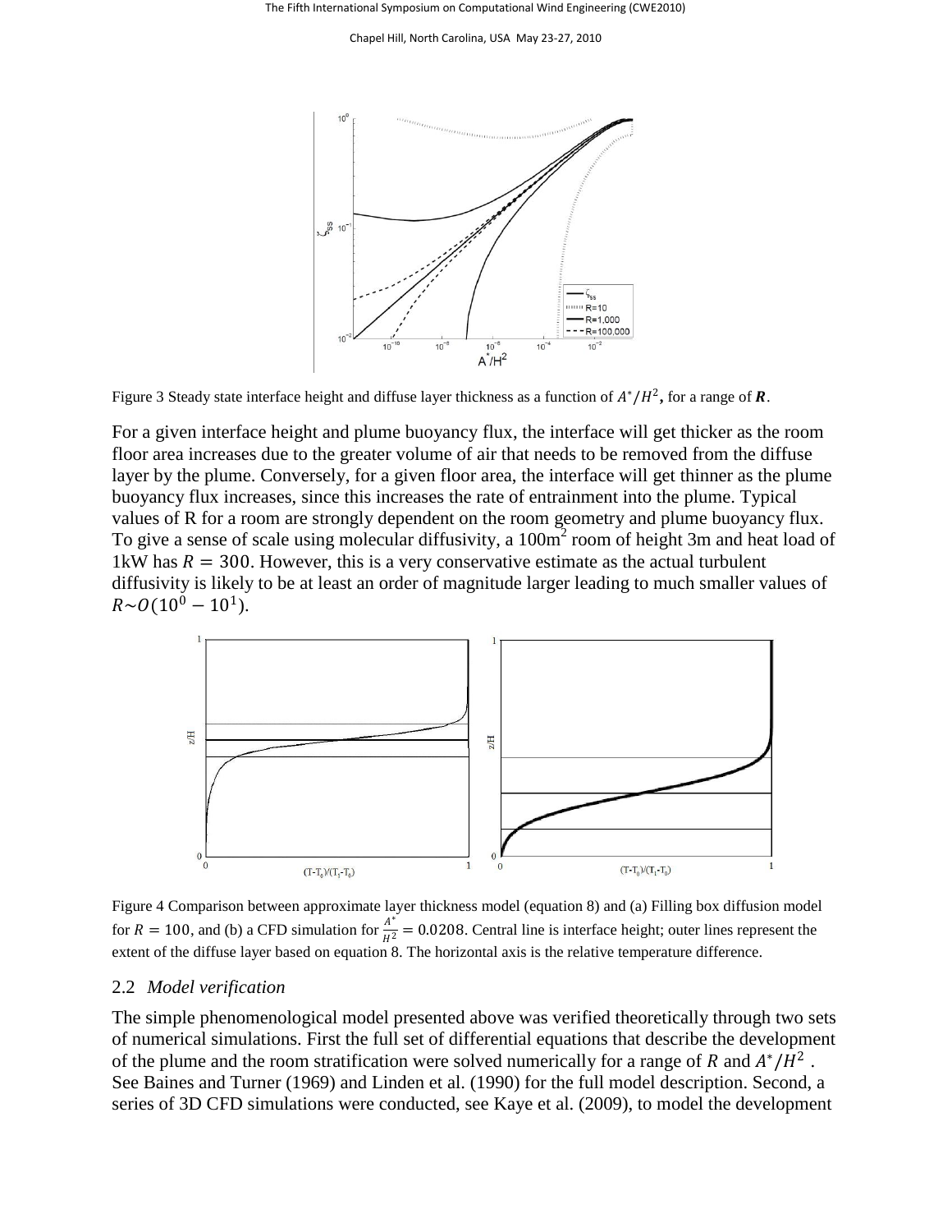Figure 3 Steady state interface height and diffuse layer thickness as a function of $A^*/H^2$, for a range of $\boldsymbol{R}$.

For a given interface height and plume buoyancy flux, the interface will get thicker as the room floor area increases due to the greater volume of air that needs to be removed from the diffuse layer by the plume. Conversely, for a given floor area, the interface will get thinner as the plume buoyancy flux increases, since this increases the rate of entrainment into the plume. Typical values of R for a room are strongly dependent on the room geometry and plume buoyancy flux. To give a sense of scale using molecular diffusivity, a 100m$^2$ room of height 3m and heat load of 1kW has $R = 300$. However, this is a very conservative estimate as the actual turbulent diffusivity is likely to be at least an order of magnitude larger leading to much smaller values of $R \sim O(10^0 - 10^1)$.

Figure 4 Comparison between approximate layer thickness model (equation 8) and (a) Filling box diffusion model for $R = 100$, and (b) a CFD simulation for $\frac{A^*}{H^2} = 0.0208$. Central line is interface height; outer lines represent the extent of the diffuse layer based on equation 8. The horizontal axis is the relative temperature difference.

## 2.2 *Model verification*

The simple phenomenological model presented above was verified theoretically through two sets of numerical simulations. First the full set of differential equations that describe the development of the plume and the room stratification were solved numerically for a range of $R$ and $A^*/H^2$. See Baines and Turner (1969) and Linden et al. (1990) for the full model description. Second, a series of 3D CFD simulations were conducted, see Kaye et al. (2009), to model the development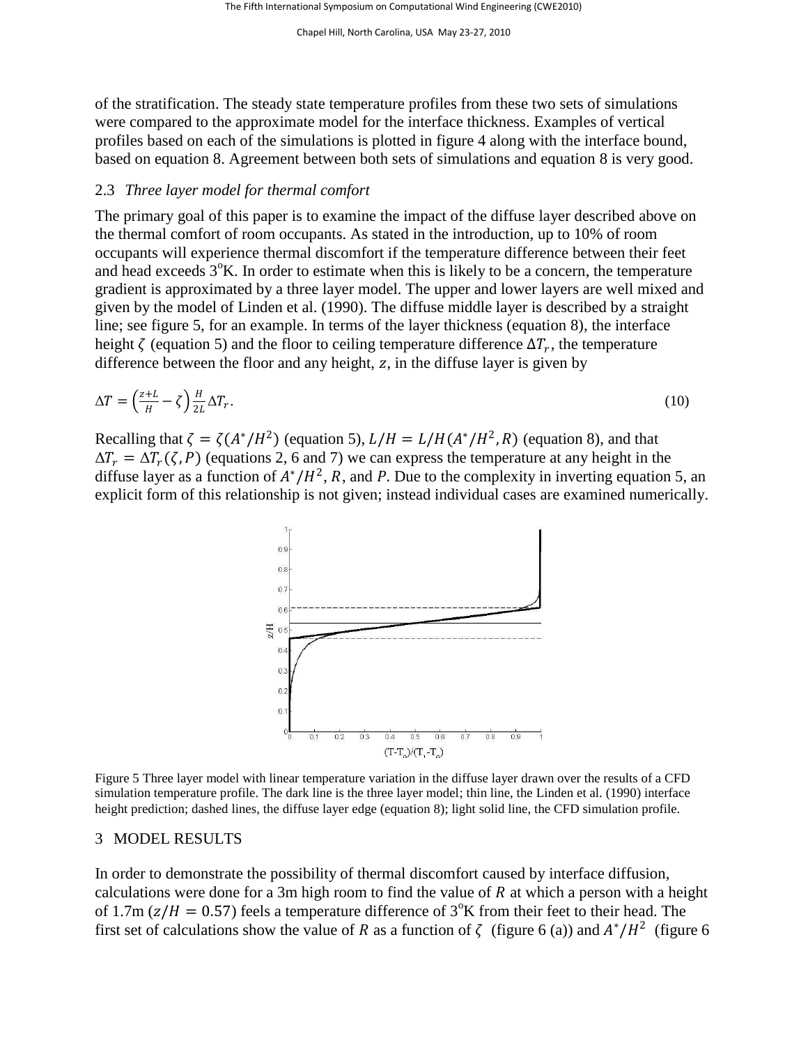of the stratification. The steady state temperature profiles from these two sets of simulations were compared to the approximate model for the interface thickness. Examples of vertical profiles based on each of the simulations is plotted in figure 4 along with the interface bound, based on equation 8. Agreement between both sets of simulations and equation 8 is very good.

## 2.3 *Three layer model for thermal comfort*

The primary goal of this paper is to examine the impact of the diffuse layer described above on the thermal comfort of room occupants. As stated in the introduction, up to 10% of room occupants will experience thermal discomfort if the temperature difference between their feet and head exceeds $3^{o}$K. In order to estimate when this is likely to be a concern, the temperature gradient is approximated by a three layer model. The upper and lower layers are well mixed and given by the model of Linden et al. (1990). The diffuse middle layer is described by a straight line; see figure 5, for an example. In terms of the layer thickness (equation 8), the interface height $\zeta$ (equation 5) and the floor to ceiling temperature difference $\Delta T_r$, the temperature difference between the floor and any height, $z$, in the diffuse layer is given by

$$\Delta T = \left(\frac{z+L}{H} - \zeta\right)\frac{H}{2L}\Delta T_r. \tag{10}$$

Recalling that $\zeta = \zeta(A^*/H^2)$ (equation 5), $L/H = L/H(A^*/H^2, R)$ (equation 8), and that $\Delta T_r = \Delta T_r(\zeta, P)$ (equations 2, 6 and 7) we can express the temperature at any height in the diffuse layer as a function of $A^*/H^2$, $R$, and $P$. Due to the complexity in inverting equation 5, an explicit form of this relationship is not given; instead individual cases are examined numerically.

Figure 5 Three layer model with linear temperature variation in the diffuse layer drawn over the results of a CFD simulation temperature profile. The dark line is the three layer model; thin line, the Linden et al. (1990) interface height prediction; dashed lines, the diffuse layer edge (equation 8); light solid line, the CFD simulation profile.

## 3 MODEL RESULTS

In order to demonstrate the possibility of thermal discomfort caused by interface diffusion, calculations were done for a 3m high room to find the value of $R$ at which a person with a height of 1.7m ($z/H = 0.57$) feels a temperature difference of $3^{o}$K from their feet to their head. The first set of calculations show the value of $R$ as a function of $\zeta$ (figure 6 (a)) and $A^*/H^2$ (figure 6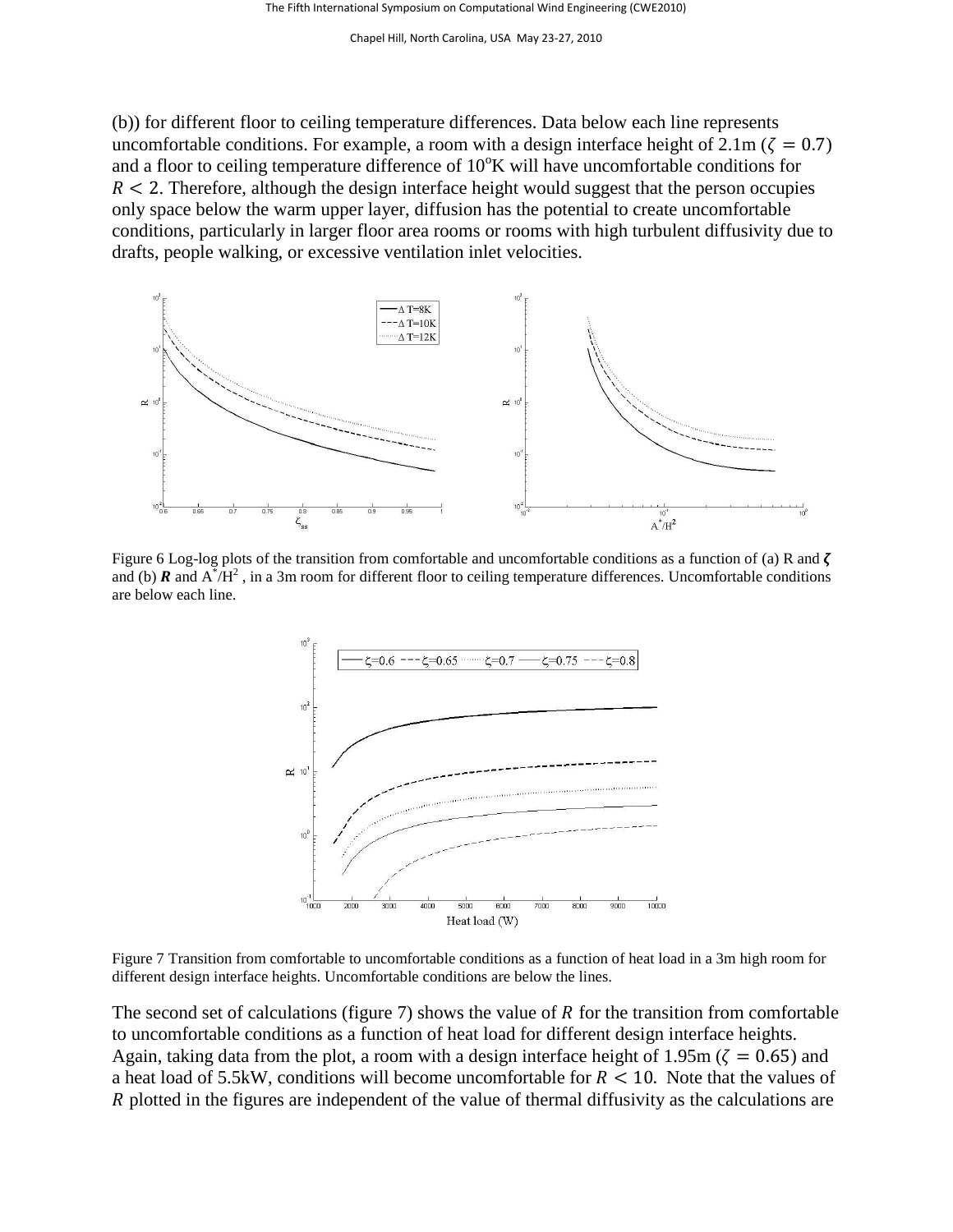(b)) for different floor to ceiling temperature differences. Data below each line represents uncomfortable conditions. For example, a room with a design interface height of 2.1m ($\zeta = 0.7$) and a floor to ceiling temperature difference of 10$^{o}$K will have uncomfortable conditions for $R < 2$. Therefore, although the design interface height would suggest that the person occupies only space below the warm upper layer, diffusion has the potential to create uncomfortable conditions, particularly in larger floor area rooms or rooms with high turbulent diffusivity due to drafts, people walking, or excessive ventilation inlet velocities.

Figure 6 Log-log plots of the transition from comfortable and uncomfortable conditions as a function of (a) R and $\boldsymbol{\zeta}$ and (b) $\boldsymbol{R}$ and $A^{*}/H^{2}$ , in a 3m room for different floor to ceiling temperature differences. Uncomfortable conditions are below each line.

Figure 7 Transition from comfortable to uncomfortable conditions as a function of heat load in a 3m high room for different design interface heights. Uncomfortable conditions are below the lines.

The second set of calculations (figure 7) shows the value of $R$ for the transition from comfortable to uncomfortable conditions as a function of heat load for different design interface heights. Again, taking data from the plot, a room with a design interface height of 1.95m ($\zeta = 0.65$) and a heat load of 5.5kW, conditions will become uncomfortable for $R < 10$. Note that the values of $R$ plotted in the figures are independent of the value of thermal diffusivity as the calculations are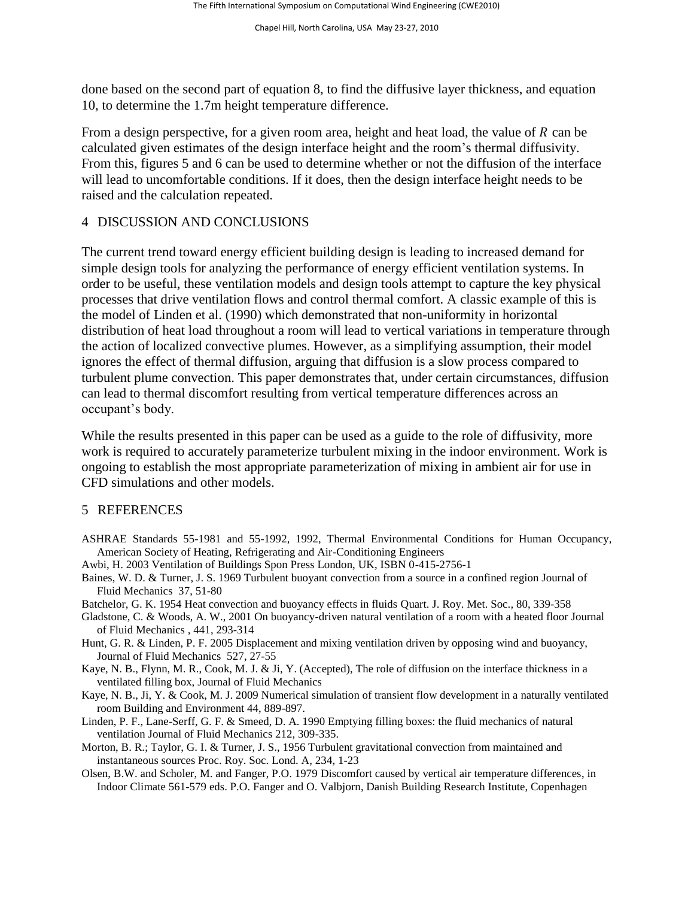done based on the second part of equation 8, to find the diffusive layer thickness, and equation 10, to determine the 1.7m height temperature difference.

From a design perspective, for a given room area, height and heat load, the value of $R$ can be calculated given estimates of the design interface height and the room's thermal diffusivity. From this, figures 5 and 6 can be used to determine whether or not the diffusion of the interface will lead to uncomfortable conditions. If it does, then the design interface height needs to be raised and the calculation repeated.

## 4 DISCUSSION AND CONCLUSIONS

The current trend toward energy efficient building design is leading to increased demand for simple design tools for analyzing the performance of energy efficient ventilation systems. In order to be useful, these ventilation models and design tools attempt to capture the key physical processes that drive ventilation flows and control thermal comfort. A classic example of this is the model of Linden et al. (1990) which demonstrated that non-uniformity in horizontal distribution of heat load throughout a room will lead to vertical variations in temperature through the action of localized convective plumes. However, as a simplifying assumption, their model ignores the effect of thermal diffusion, arguing that diffusion is a slow process compared to turbulent plume convection. This paper demonstrates that, under certain circumstances, diffusion can lead to thermal discomfort resulting from vertical temperature differences across an occupant's body.

While the results presented in this paper can be used as a guide to the role of diffusivity, more work is required to accurately parameterize turbulent mixing in the indoor environment. Work is ongoing to establish the most appropriate parameterization of mixing in ambient air for use in CFD simulations and other models.

## 5 REFERENCES

ASHRAE Standards 55-1981 and 55-1992, 1992, Thermal Environmental Conditions for Human Occupancy, American Society of Heating, Refrigerating and Air-Conditioning Engineers

Awbi, H. 2003 Ventilation of Buildings Spon Press London, UK, ISBN 0-415-2756-1

Baines, W. D. & Turner, J. S. 1969 Turbulent buoyant convection from a source in a confined region Journal of Fluid Mechanics 37, 51-80

Batchelor, G. K. 1954 Heat convection and buoyancy effects in fluids Quart. J. Roy. Met. Soc., 80, 339-358

Gladstone, C. & Woods, A. W., 2001 On buoyancy-driven natural ventilation of a room with a heated floor Journal of Fluid Mechanics , 441, 293-314

Hunt, G. R. & Linden, P. F. 2005 Displacement and mixing ventilation driven by opposing wind and buoyancy, Journal of Fluid Mechanics 527, 27-55

Kaye, N. B., Flynn, M. R., Cook, M. J. & Ji, Y. (Accepted), The role of diffusion on the interface thickness in a ventilated filling box, Journal of Fluid Mechanics

Kaye, N. B., Ji, Y. & Cook, M. J. 2009 Numerical simulation of transient flow development in a naturally ventilated room Building and Environment 44, 889-897.

Linden, P. F., Lane-Serff, G. F. & Smeed, D. A. 1990 Emptying filling boxes: the fluid mechanics of natural ventilation Journal of Fluid Mechanics 212, 309-335.

Morton, B. R.; Taylor, G. I. & Turner, J. S., 1956 Turbulent gravitational convection from maintained and instantaneous sources Proc. Roy. Soc. Lond. A, 234, 1-23

Olsen, B.W. and Scholer, M. and Fanger, P.O. 1979 Discomfort caused by vertical air temperature differences, in Indoor Climate 561-579 eds. P.O. Fanger and O. Valbjorn, Danish Building Research Institute, Copenhagen